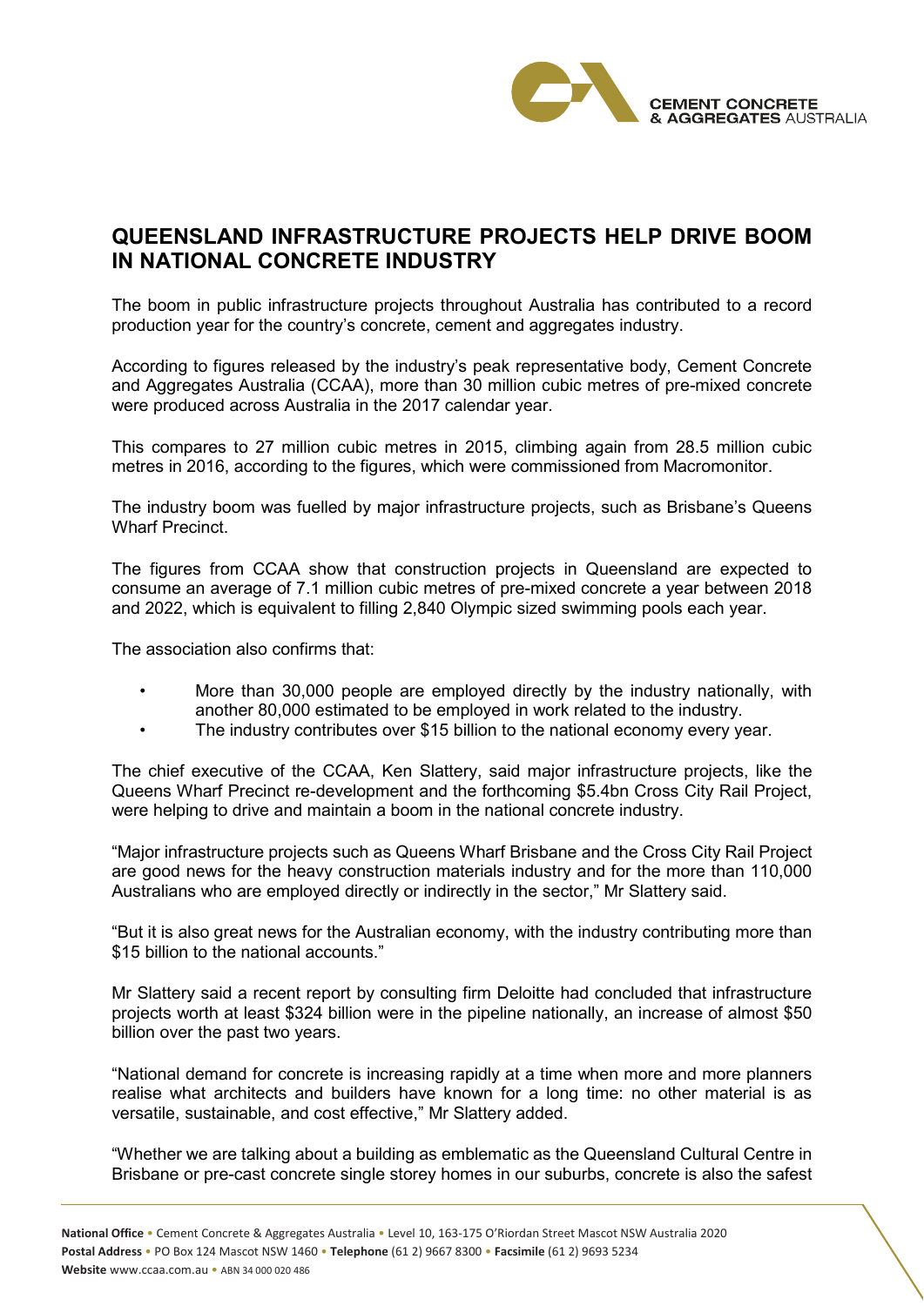# QUEENSLAND INFRASTRUCTURE PROJECTS HELP DRIVE BOOM IN NATIONAL CONCRETE INDUSTRY

The boom in public infrastructure projects throughout Australia has contributed to a record production year for the country's concrete, cement and aggregates industry.

According to figures released by the industry's peak representative body, Cement Concrete and Aggregates Australia (CCAA), more than 30 million cubic metres of pre-mixed concrete were produced across Australia in the 2017 calendar year.

This compares to 27 million cubic metres in 2015, climbing again from 28.5 million cubic metres in 2016, according to the figures, which were commissioned from Macromonitor.

The industry boom was fuelled by major infrastructure projects, such as Brisbane's Queens Wharf Precinct.

The figures from CCAA show that construction projects in Queensland are expected to consume an average of 7.1 million cubic metres of pre-mixed concrete a year between 2018 and 2022, which is equivalent to filling 2,840 Olympic sized swimming pools each year.

The association also confirms that:

- More than 30,000 people are employed directly by the industry nationally, with another 80,000 estimated to be employed in work related to the industry.
- The industry contributes over $15 billion to the national economy every year.

The chief executive of the CCAA, Ken Slattery, said major infrastructure projects, like the Queens Wharf Precinct re-development and the forthcoming $5.4bn Cross City Rail Project, were helping to drive and maintain a boom in the national concrete industry.

"Major infrastructure projects such as Queens Wharf Brisbane and the Cross City Rail Project are good news for the heavy construction materials industry and for the more than 110,000 Australians who are employed directly or indirectly in the sector," Mr Slattery said.

"But it is also great news for the Australian economy, with the industry contributing more than $15 billion to the national accounts."

Mr Slattery said a recent report by consulting firm Deloitte had concluded that infrastructure projects worth at least $324 billion were in the pipeline nationally, an increase of almost $50 billion over the past two years.

"National demand for concrete is increasing rapidly at a time when more and more planners realise what architects and builders have known for a long time: no other material is as versatile, sustainable, and cost effective," Mr Slattery added.

"Whether we are talking about a building as emblematic as the Queensland Cultural Centre in Brisbane or pre-cast concrete single storey homes in our suburbs, concrete is also the safest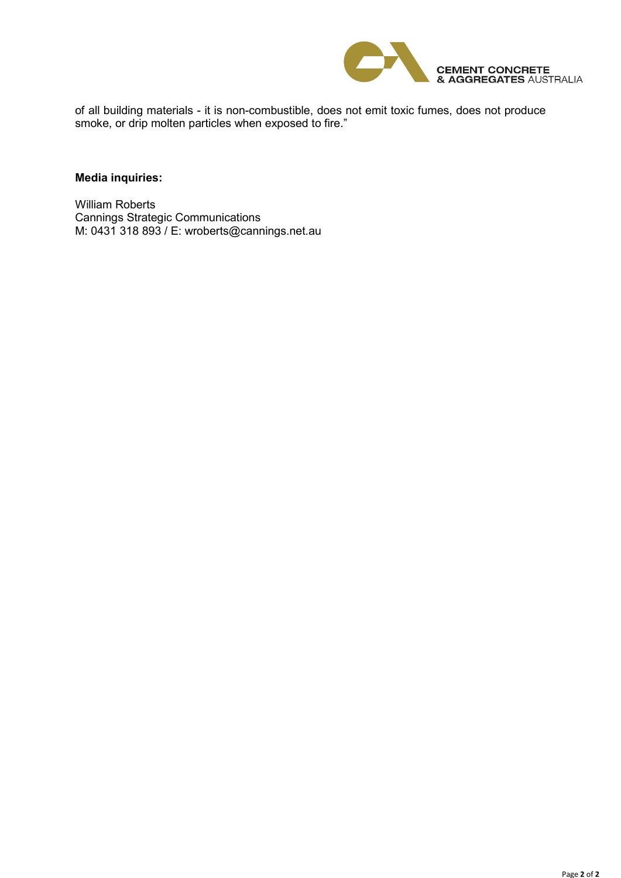of all building materials - it is non-combustible, does not emit toxic fumes, does not produce smoke, or drip molten particles when exposed to fire."

**Media inquiries:**

William Roberts
Cannings Strategic Communications
M: 0431 318 893 / E: wroberts@cannings.net.au